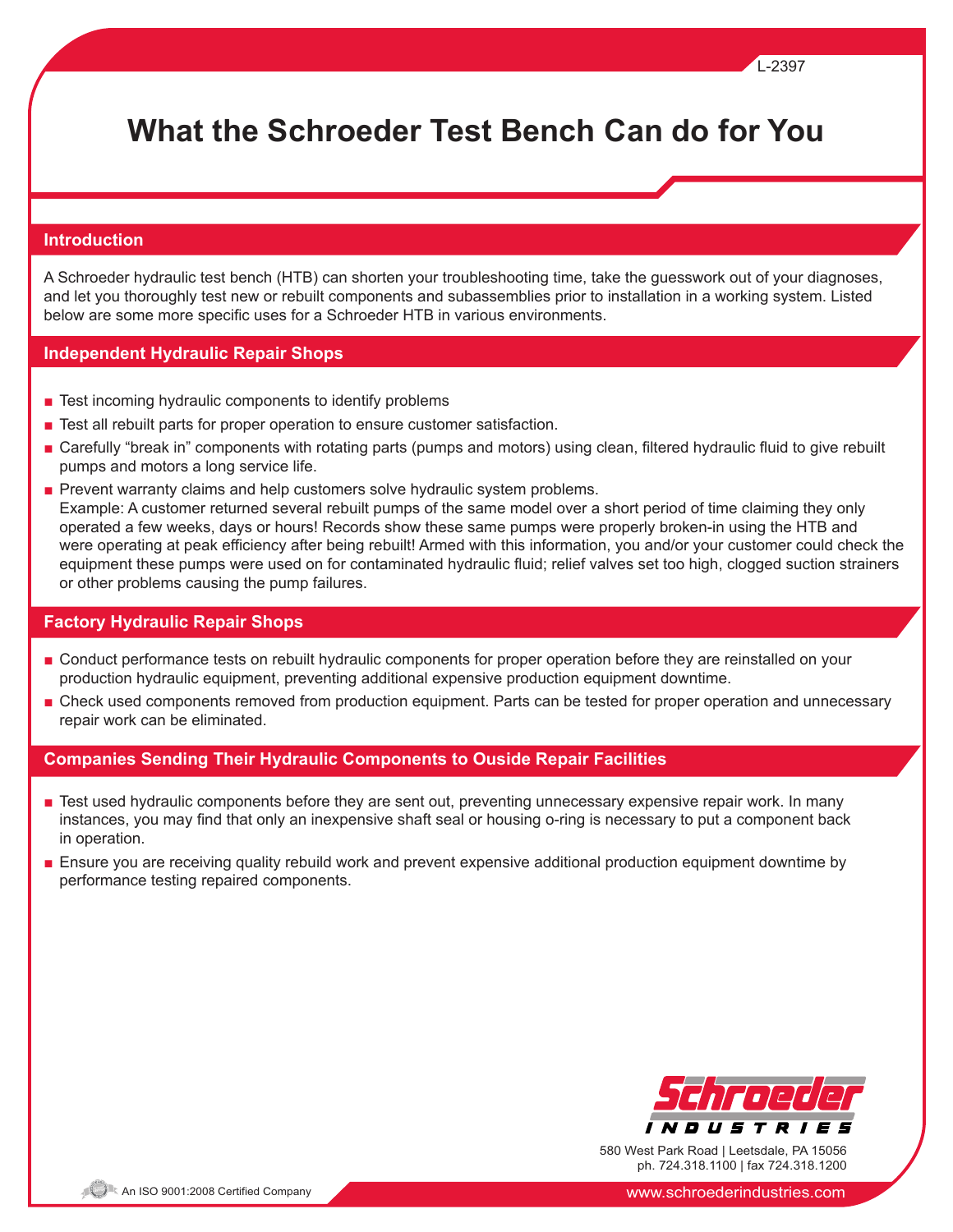L-2397

# What the Schroeder Test Bench Can do for You

## Introduction

A Schroeder hydraulic test bench (HTB) can shorten your troubleshooting time, take the guesswork out of your diagnoses, and let you thoroughly test new or rebuilt components and subassemblies prior to installation in a working system. Listed below are some more specific uses for a Schroeder HTB in various environments.

## Independent Hydraulic Repair Shops

- Test incoming hydraulic components to identify problems
- Test all rebuilt parts for proper operation to ensure customer satisfaction.
- Carefully "break in" components with rotating parts (pumps and motors) using clean, filtered hydraulic fluid to give rebuilt pumps and motors a long service life.
- Prevent warranty claims and help customers solve hydraulic system problems.
  Example: A customer returned several rebuilt pumps of the same model over a short period of time claiming they only operated a few weeks, days or hours! Records show these same pumps were properly broken-in using the HTB and were operating at peak efficiency after being rebuilt! Armed with this information, you and/or your customer could check the equipment these pumps were used on for contaminated hydraulic fluid; relief valves set too high, clogged suction strainers or other problems causing the pump failures.

## Factory Hydraulic Repair Shops

- Conduct performance tests on rebuilt hydraulic components for proper operation before they are reinstalled on your production hydraulic equipment, preventing additional expensive production equipment downtime.
- Check used components removed from production equipment. Parts can be tested for proper operation and unnecessary repair work can be eliminated.

## Companies Sending Their Hydraulic Components to Ouside Repair Facilities

- Test used hydraulic components before they are sent out, preventing unnecessary expensive repair work. In many instances, you may find that only an inexpensive shaft seal or housing o-ring is necessary to put a component back in operation.
- Ensure you are receiving quality rebuild work and prevent expensive additional production equipment downtime by performance testing repaired components.

Schroeder Industries
580 West Park Road | Leetsdale, PA 15056
ph. 724.318.1100 | fax 724.318.1200

An ISO 9001:2008 Certified Company

www.schroederindustries.com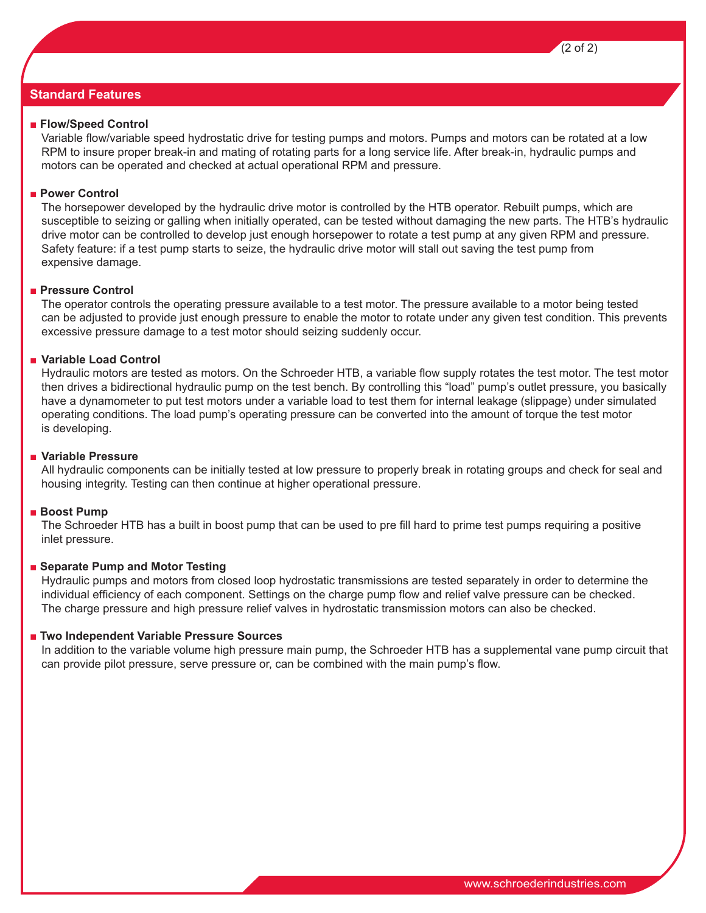## Standard Features

- **Flow/Speed Control**
  Variable flow/variable speed hydrostatic drive for testing pumps and motors. Pumps and motors can be rotated at a low RPM to insure proper break-in and mating of rotating parts for a long service life. After break-in, hydraulic pumps and motors can be operated and checked at actual operational RPM and pressure.

- **Power Control**
  The horsepower developed by the hydraulic drive motor is controlled by the HTB operator. Rebuilt pumps, which are susceptible to seizing or galling when initially operated, can be tested without damaging the new parts. The HTB's hydraulic drive motor can be controlled to develop just enough horsepower to rotate a test pump at any given RPM and pressure. Safety feature: if a test pump starts to seize, the hydraulic drive motor will stall out saving the test pump from expensive damage.

- **Pressure Control**
  The operator controls the operating pressure available to a test motor. The pressure available to a motor being tested can be adjusted to provide just enough pressure to enable the motor to rotate under any given test condition. This prevents excessive pressure damage to a test motor should seizing suddenly occur.

- **Variable Load Control**
  Hydraulic motors are tested as motors. On the Schroeder HTB, a variable flow supply rotates the test motor. The test motor then drives a bidirectional hydraulic pump on the test bench. By controlling this "load" pump's outlet pressure, you basically have a dynamometer to put test motors under a variable load to test them for internal leakage (slippage) under simulated operating conditions. The load pump's operating pressure can be converted into the amount of torque the test motor is developing.

- **Variable Pressure**
  All hydraulic components can be initially tested at low pressure to properly break in rotating groups and check for seal and housing integrity. Testing can then continue at higher operational pressure.

- **Boost Pump**
  The Schroeder HTB has a built in boost pump that can be used to pre fill hard to prime test pumps requiring a positive inlet pressure.

- **Separate Pump and Motor Testing**
  Hydraulic pumps and motors from closed loop hydrostatic transmissions are tested separately in order to determine the individual efficiency of each component. Settings on the charge pump flow and relief valve pressure can be checked. The charge pressure and high pressure relief valves in hydrostatic transmission motors can also be checked.

- **Two Independent Variable Pressure Sources**
  In addition to the variable volume high pressure main pump, the Schroeder HTB has a supplemental vane pump circuit that can provide pilot pressure, serve pressure or, can be combined with the main pump's flow.